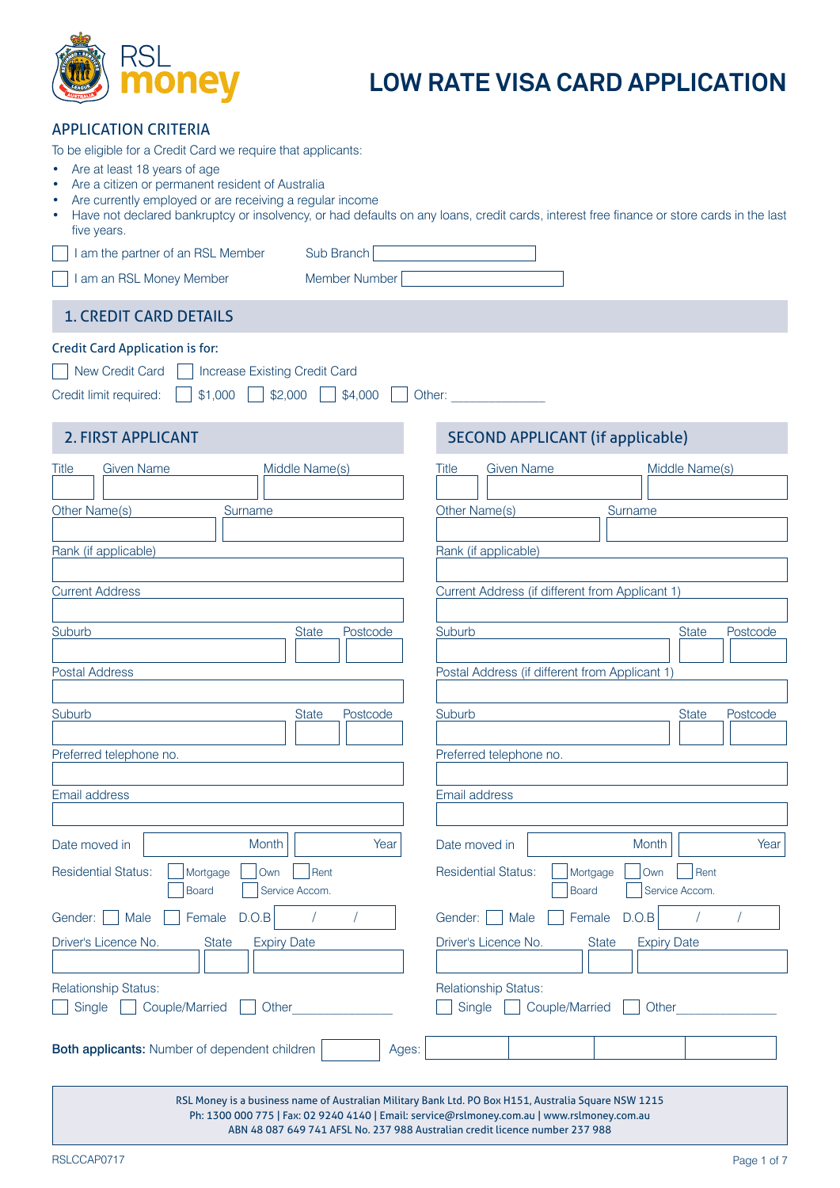RSL money

# LOW RATE VISA CARD APPLICATION

## APPLICATION CRITERIA

To be eligible for a Credit Card we require that applicants:

- Are at least 18 years of age
- Are a citizen or permanent resident of Australia
- Are currently employed or are receiving a regular income
- Have not declared bankruptcy or insolvency, or had defaults on any loans, credit cards, interest free finance or store cards in the last five years.

☐ I am the partner of an RSL Member    Sub Branch ____________

☐ I am an RSL Money Member    Member Number ____________

## 1. CREDIT CARD DETAILS

**Credit Card Application is for:**

☐ New Credit Card ☐ Increase Existing Credit Card

Credit limit required: ☐ $1,000 ☐ $2,000 ☐ $4,000 ☐ Other: ____________

## 2. FIRST APPLICANT

Title ______ Given Name ____________ Middle Name(s) ____________

Other Name(s) ____________ Surname ____________

Rank (if applicable) ____________

Current Address ____________

Suburb ____________ State ______ Postcode ______

Postal Address ____________

Suburb ____________ State ______ Postcode ______

Preferred telephone no. ____________

Email address ____________

Date moved in ______ Month ______ Year

Residential Status: ☐ Mortgage ☐ Own ☐ Rent ☐ Board ☐ Service Accom.

Gender: ☐ Male ☐ Female D.O.B ___ / ___ / ___

Driver's Licence No. ____________ State ______ Expiry Date ______

Relationship Status:
☐ Single ☐ Couple/Married ☐ Other____________

## SECOND APPLICANT (if applicable)

Title ______ Given Name ____________ Middle Name(s) ____________

Other Name(s) ____________ Surname ____________

Rank (if applicable) ____________

Current Address (if different from Applicant 1) ____________

Suburb ____________ State ______ Postcode ______

Postal Address (if different from Applicant 1) ____________

Suburb ____________ State ______ Postcode ______

Preferred telephone no. ____________

Email address ____________

Date moved in ______ Month ______ Year

Residential Status: ☐ Mortgage ☐ Own ☐ Rent ☐ Board ☐ Service Accom.

Gender: ☐ Male ☐ Female D.O.B ___ / ___ / ___

Driver's Licence No. ____________ State ______ Expiry Date ______

Relationship Status:
☐ Single ☐ Couple/Married ☐ Other____________

**Both applicants:** Number of dependent children ______ Ages: ______ ______ ______ ______

RSL Money is a business name of Australian Military Bank Ltd. PO Box H151, Australia Square NSW 1215
Ph: 1300 000 775 | Fax: 02 9240 4140 | Email: service@rslmoney.com.au | www.rslmoney.com.au
ABN 48 087 649 741 AFSL No. 237 988 Australian credit licence number 237 988

RSLCCAP0717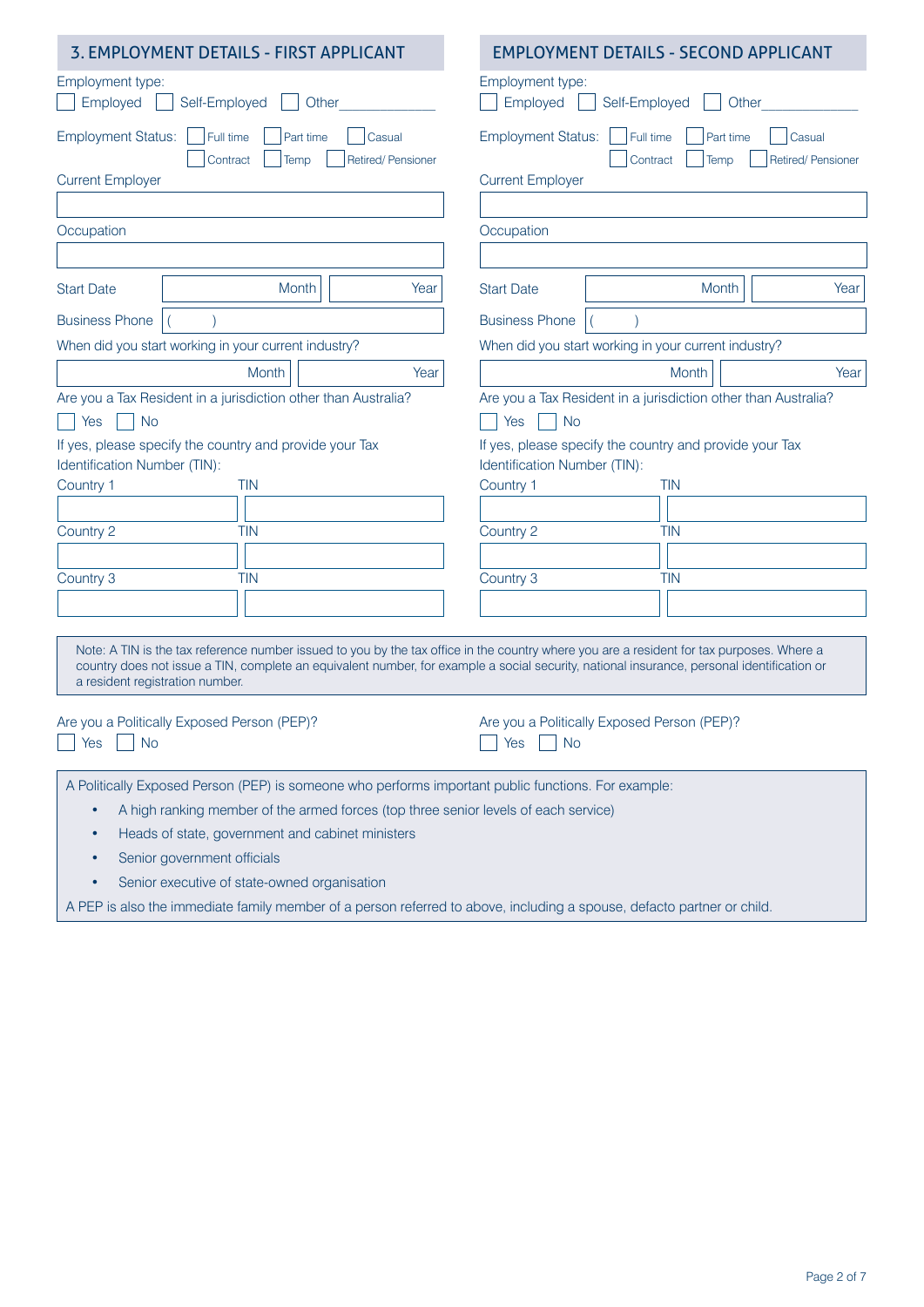## 3. EMPLOYMENT DETAILS - FIRST APPLICANT

Employment type:
☐ Employed ☐ Self-Employed ☐ Other\_\_\_\_\_\_\_\_\_\_

Employment Status: ☐ Full time ☐ Part time ☐ Casual ☐ Contract ☐ Temp ☐ Retired/ Pensioner

Current Employer

Occupation

Start Date | Month | Year

Business Phone ( )

When did you start working in your current industry?

Month | Year

Are you a Tax Resident in a jurisdiction other than Australia?
☐ Yes ☐ No

If yes, please specify the country and provide your Tax Identification Number (TIN):

| Country | TIN |
|---|---|
| Country 1 | |
| Country 2 | |
| Country 3 | |

## EMPLOYMENT DETAILS - SECOND APPLICANT

Employment type:
☐ Employed ☐ Self-Employed ☐ Other\_\_\_\_\_\_\_\_\_\_

Employment Status: ☐ Full time ☐ Part time ☐ Casual ☐ Contract ☐ Temp ☐ Retired/ Pensioner

Current Employer

Occupation

Start Date | Month | Year

Business Phone ( )

When did you start working in your current industry?

Month | Year

Are you a Tax Resident in a jurisdiction other than Australia?
☐ Yes ☐ No

If yes, please specify the country and provide your Tax Identification Number (TIN):

| Country | TIN |
|---|---|
| Country 1 | |
| Country 2 | |
| Country 3 | |

Note: A TIN is the tax reference number issued to you by the tax office in the country where you are a resident for tax purposes. Where a country does not issue a TIN, complete an equivalent number, for example a social security, national insurance, personal identification or a resident registration number.

**First Applicant:** Are you a Politically Exposed Person (PEP)?
☐ Yes ☐ No

**Second Applicant:** Are you a Politically Exposed Person (PEP)?
☐ Yes ☐ No

A Politically Exposed Person (PEP) is someone who performs important public functions. For example:

- A high ranking member of the armed forces (top three senior levels of each service)
- Heads of state, government and cabinet ministers
- Senior government officials
- Senior executive of state-owned organisation

A PEP is also the immediate family member of a person referred to above, including a spouse, defacto partner or child.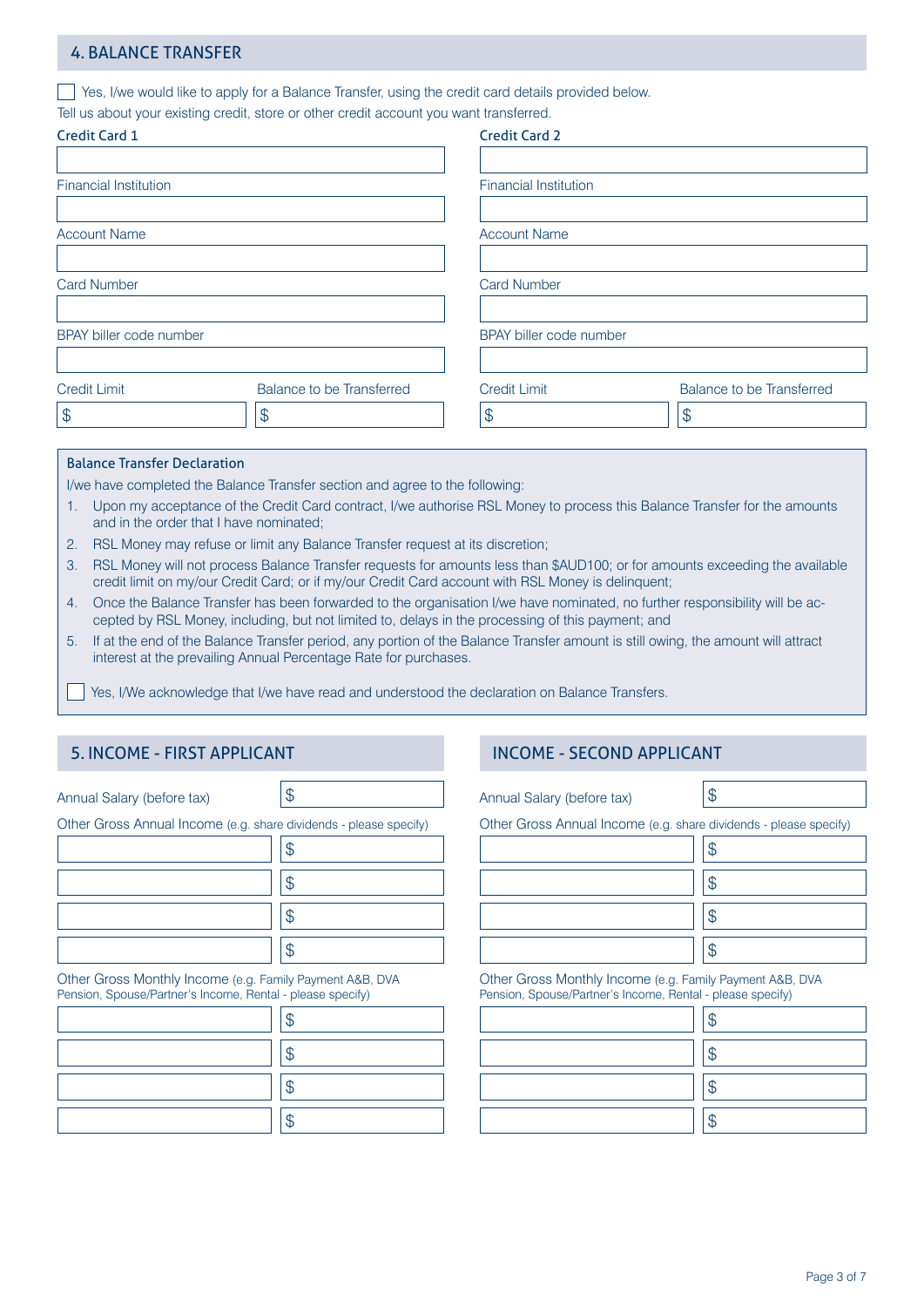## 4. BALANCE TRANSFER

☐ Yes, I/we would like to apply for a Balance Transfer, using the credit card details provided below.

Tell us about your existing credit, store or other credit account you want transferred.

| Credit Card 1 | | Credit Card 2 | |
|---|---|---|---|
| Financial Institution | | Financial Institution | |
| Account Name | | Account Name | |
| Card Number | | Card Number | |
| BPAY biller code number | | BPAY biller code number | |
| Credit Limit | Balance to be Transferred | Credit Limit | Balance to be Transferred |
| $ | $ | $ | $ |

### Balance Transfer Declaration

I/we have completed the Balance Transfer section and agree to the following:

1. Upon my acceptance of the Credit Card contract, I/we authorise RSL Money to process this Balance Transfer for the amounts and in the order that I have nominated;
2. RSL Money may refuse or limit any Balance Transfer request at its discretion;
3. RSL Money will not process Balance Transfer requests for amounts less than $AUD100; or for amounts exceeding the available credit limit on my/our Credit Card; or if my/our Credit Card account with RSL Money is delinquent;
4. Once the Balance Transfer has been forwarded to the organisation I/we have nominated, no further responsibility will be accepted by RSL Money, including, but not limited to, delays in the processing of this payment; and
5. If at the end of the Balance Transfer period, any portion of the Balance Transfer amount is still owing, the amount will attract interest at the prevailing Annual Percentage Rate for purchases.

☐ Yes, I/We acknowledge that I/we have read and understood the declaration on Balance Transfers.

## 5. INCOME - FIRST APPLICANT

| Annual Salary (before tax) | $ |
|---|---|

Other Gross Annual Income (e.g. share dividends - please specify)

| | $ |
|---|---|
| | $ |
| | $ |
| | $ |

Other Gross Monthly Income (e.g. Family Payment A&B, DVA Pension, Spouse/Partner's Income, Rental - please specify)

| | $ |
|---|---|
| | $ |
| | $ |
| | $ |

## INCOME - SECOND APPLICANT

| Annual Salary (before tax) | $ |
|---|---|

Other Gross Annual Income (e.g. share dividends - please specify)

| | $ |
|---|---|
| | $ |
| | $ |
| | $ |

Other Gross Monthly Income (e.g. Family Payment A&B, DVA Pension, Spouse/Partner's Income, Rental - please specify)

| | $ |
|---|---|
| | $ |
| | $ |
| | $ |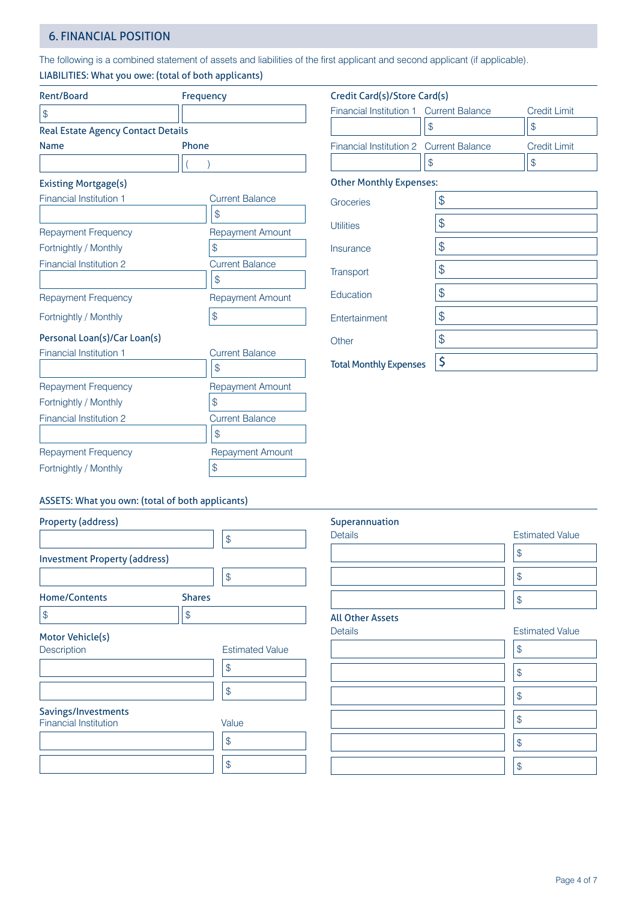## 6. FINANCIAL POSITION

The following is a combined statement of assets and liabilities of the first applicant and second applicant (if applicable).

### LIABILITIES: What you owe: (total of both applicants)

**Rent/Board**

| Rent/Board | Frequency |
| --- | --- |
| $ | |

**Real Estate Agency Contact Details**

| Name | Phone |
| --- | --- |
| | ( ) |

**Existing Mortgage(s)**

| Financial Institution 1 | Current Balance |
| --- | --- |
| | $ |
| Repayment Frequency | Repayment Amount |
| Fortnightly / Monthly | $ |

| Financial Institution 2 | Current Balance |
| --- | --- |
| | $ |
| Repayment Frequency | Repayment Amount |
| Fortnightly / Monthly | $ |

**Personal Loan(s)/Car Loan(s)**

| Financial Institution 1 | Current Balance |
| --- | --- |
| | $ |
| Repayment Frequency | Repayment Amount |
| Fortnightly / Monthly | $ |

| Financial Institution 2 | Current Balance |
| --- | --- |
| | $ |
| Repayment Frequency | Repayment Amount |
| Fortnightly / Monthly | $ |

**Credit Card(s)/Store Card(s)**

| | Current Balance | Credit Limit |
| --- | --- | --- |
| Financial Institution 1 | $ | $ |
| Financial Institution 2 | $ | $ |

**Other Monthly Expenses:**

| Expense | Amount |
| --- | --- |
| Groceries | $ |
| Utilities | $ |
| Insurance | $ |
| Transport | $ |
| Education | $ |
| Entertainment | $ |
| Other | $ |
| **Total Monthly Expenses** | $ |

### ASSETS: What you own: (total of both applicants)

**Property (address)**

| | $ |
| --- | --- |

**Investment Property (address)**

| | $ |
| --- | --- |

| Home/Contents | Shares |
| --- | --- |
| $ | $ |

**Motor Vehicle(s)**

| Description | Estimated Value |
| --- | --- |
| | $ |
| | $ |

**Savings/Investments**

| Financial Institution | Value |
| --- | --- |
| | $ |
| | $ |

**Superannuation**

| Details | Estimated Value |
| --- | --- |
| | $ |
| | $ |
| | $ |

**All Other Assets**

| Details | Estimated Value |
| --- | --- |
| | $ |
| | $ |
| | $ |
| | $ |
| | $ |
| | $ |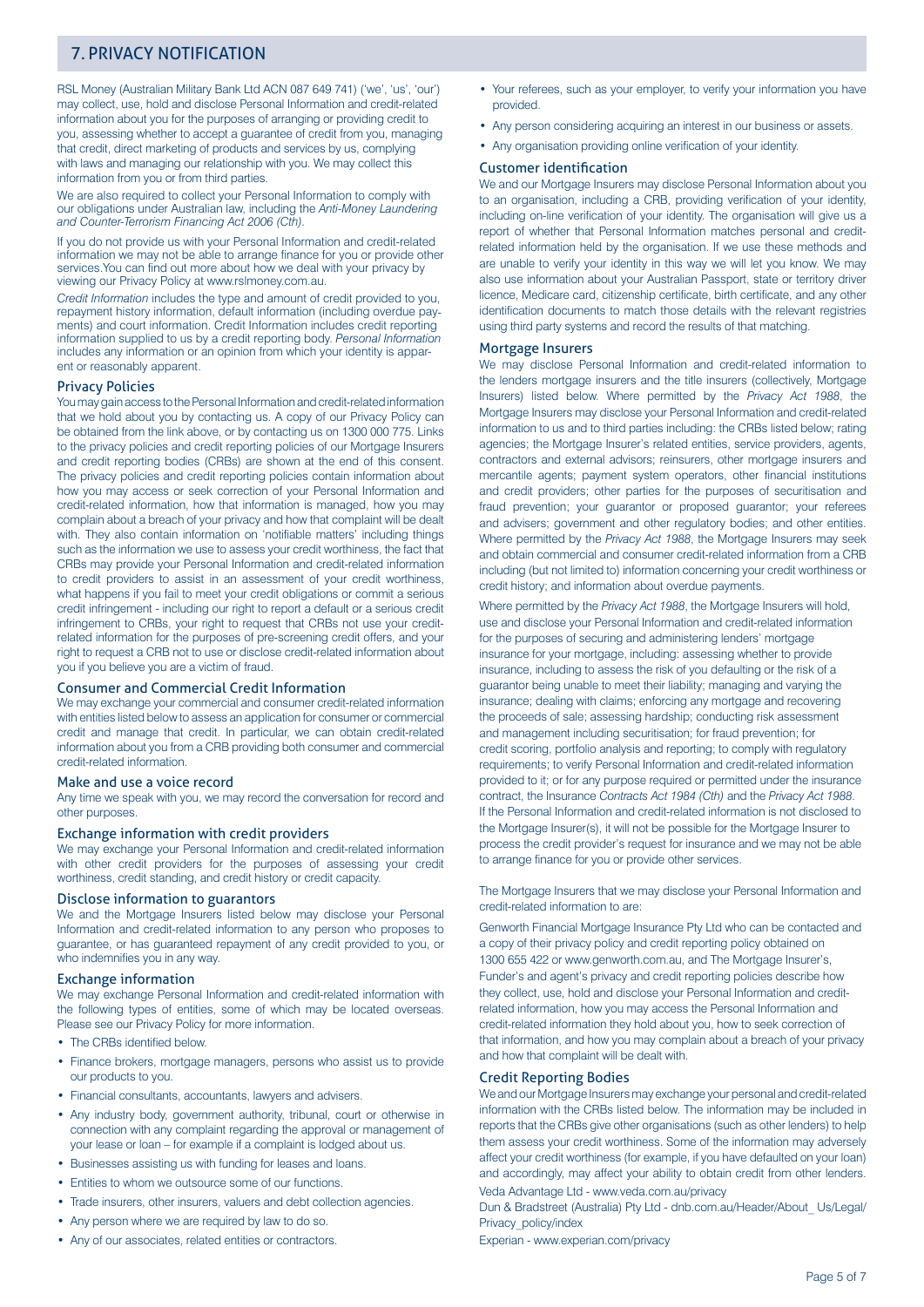## 7. PRIVACY NOTIFICATION

RSL Money (Australian Military Bank Ltd ACN 087 649 741) ('we', 'us', 'our') may collect, use, hold and disclose Personal Information and credit-related information about you for the purposes of arranging or providing credit to you, assessing whether to accept a guarantee of credit from you, managing that credit, direct marketing of products and services by us, complying with laws and managing our relationship with you. We may collect this information from you or from third parties.

We are also required to collect your Personal Information to comply with our obligations under Australian law, including the *Anti-Money Laundering and Counter-Terrorism Financing Act 2006 (Cth)*.

If you do not provide us with your Personal Information and credit-related information we may not be able to arrange finance for you or provide other services.You can find out more about how we deal with your privacy by viewing our Privacy Policy at www.rslmoney.com.au.

*Credit Information* includes the type and amount of credit provided to you, repayment history information, default information (including overdue payments) and court information. Credit Information includes credit reporting information supplied to us by a credit reporting body. *Personal Information* includes any information or an opinion from which your identity is apparent or reasonably apparent.

### Privacy Policies

You may gain access to the Personal Information and credit-related information that we hold about you by contacting us. A copy of our Privacy Policy can be obtained from the link above, or by contacting us on 1300 000 775. Links to the privacy policies and credit reporting policies of our Mortgage Insurers and credit reporting bodies (CRBs) are shown at the end of this consent. The privacy policies and credit reporting policies contain information about how you may access or seek correction of your Personal Information and credit-related information, how that information is managed, how you may complain about a breach of your privacy and how that complaint will be dealt with. They also contain information on 'notifiable matters' including things such as the information we use to assess your credit worthiness, the fact that CRBs may provide your Personal Information and credit-related information to credit providers to assist in an assessment of your credit worthiness, what happens if you fail to meet your credit obligations or commit a serious credit infringement - including our right to report a default or a serious credit infringement to CRBs, your right to request that CRBs not use your credit-related information for the purposes of pre-screening credit offers, and your right to request a CRB not to use or disclose credit-related information about you if you believe you are a victim of fraud.

### Consumer and Commercial Credit Information

We may exchange your commercial and consumer credit-related information with entities listed below to assess an application for consumer or commercial credit and manage that credit. In particular, we can obtain credit-related information about you from a CRB providing both consumer and commercial credit-related information.

### Make and use a voice record

Any time we speak with you, we may record the conversation for record and other purposes.

### Exchange information with credit providers

We may exchange your Personal Information and credit-related information with other credit providers for the purposes of assessing your credit worthiness, credit standing, and credit history or credit capacity.

### Disclose information to guarantors

We and the Mortgage Insurers listed below may disclose your Personal Information and credit-related information to any person who proposes to guarantee, or has guaranteed repayment of any credit provided to you, or who indemnifies you in any way.

### Exchange information

We may exchange Personal Information and credit-related information with the following types of entities, some of which may be located overseas. Please see our Privacy Policy for more information.

- The CRBs identified below.
- Finance brokers, mortgage managers, persons who assist us to provide our products to you.
- Financial consultants, accountants, lawyers and advisers.
- Any industry body, government authority, tribunal, court or otherwise in connection with any complaint regarding the approval or management of your lease or loan – for example if a complaint is lodged about us.
- Businesses assisting us with funding for leases and loans.
- Entities to whom we outsource some of our functions.
- Trade insurers, other insurers, valuers and debt collection agencies.
- Any person where we are required by law to do so.
- Any of our associates, related entities or contractors.
- Your referees, such as your employer, to verify your information you have provided.
- Any person considering acquiring an interest in our business or assets.
- Any organisation providing online verification of your identity.

### Customer identification

We and our Mortgage Insurers may disclose Personal Information about you to an organisation, including a CRB, providing verification of your identity, including on-line verification of your identity. The organisation will give us a report of whether that Personal Information matches personal and credit-related information held by the organisation. If we use these methods and are unable to verify your identity in this way we will let you know. We may also use information about your Australian Passport, state or territory driver licence, Medicare card, citizenship certificate, birth certificate, and any other identification documents to match those details with the relevant registries using third party systems and record the results of that matching.

### Mortgage Insurers

We may disclose Personal Information and credit-related information to the lenders mortgage insurers and the title insurers (collectively, Mortgage Insurers) listed below. Where permitted by the *Privacy Act 1988*, the Mortgage Insurers may disclose your Personal Information and credit-related information to us and to third parties including: the CRBs listed below; rating agencies; the Mortgage Insurer's related entities, service providers, agents, contractors and external advisors; reinsurers, other mortgage insurers and mercantile agents; payment system operators, other financial institutions and credit providers; other parties for the purposes of securitisation and fraud prevention; your guarantor or proposed guarantor; your referees and advisers; government and other regulatory bodies; and other entities. Where permitted by the *Privacy Act 1988*, the Mortgage Insurers may seek and obtain commercial and consumer credit-related information from a CRB including (but not limited to) information concerning your credit worthiness or credit history; and information about overdue payments.

Where permitted by the *Privacy Act 1988*, the Mortgage Insurers will hold, use and disclose your Personal Information and credit-related information for the purposes of securing and administering lenders' mortgage insurance for your mortgage, including: assessing whether to provide insurance, including to assess the risk of you defaulting or the risk of a guarantor being unable to meet their liability; managing and varying the insurance; dealing with claims; enforcing any mortgage and recovering the proceeds of sale; assessing hardship; conducting risk assessment and management including securitisation; for fraud prevention; for credit scoring, portfolio analysis and reporting; to comply with regulatory requirements; to verify Personal Information and credit-related information provided to it; or for any purpose required or permitted under the insurance contract, the Insurance *Contracts Act 1984 (Cth)* and the *Privacy Act 1988*. If the Personal Information and credit-related information is not disclosed to the Mortgage Insurer(s), it will not be possible for the Mortgage Insurer to process the credit provider's request for insurance and we may not be able to arrange finance for you or provide other services.

The Mortgage Insurers that we may disclose your Personal Information and credit-related information to are:

Genworth Financial Mortgage Insurance Pty Ltd who can be contacted and a copy of their privacy policy and credit reporting policy obtained on 1300 655 422 or www.genworth.com.au, and The Mortgage Insurer's, Funder's and agent's privacy and credit reporting policies describe how they collect, use, hold and disclose your Personal Information and credit-related information, how you may access the Personal Information and credit-related information they hold about you, how to seek correction of that information, and how you may complain about a breach of your privacy and how that complaint will be dealt with.

### Credit Reporting Bodies

We and our Mortgage Insurers may exchange your personal and credit-related information with the CRBs listed below. The information may be included in reports that the CRBs give other organisations (such as other lenders) to help them assess your credit worthiness. Some of the information may adversely affect your credit worthiness (for example, if you have defaulted on your loan) and accordingly, may affect your ability to obtain credit from other lenders.

Veda Advantage Ltd - www.veda.com.au/privacy

Dun & Bradstreet (Australia) Pty Ltd - dnb.com.au/Header/About_ Us/Legal/Privacy_policy/index

Experian - www.experian.com/privacy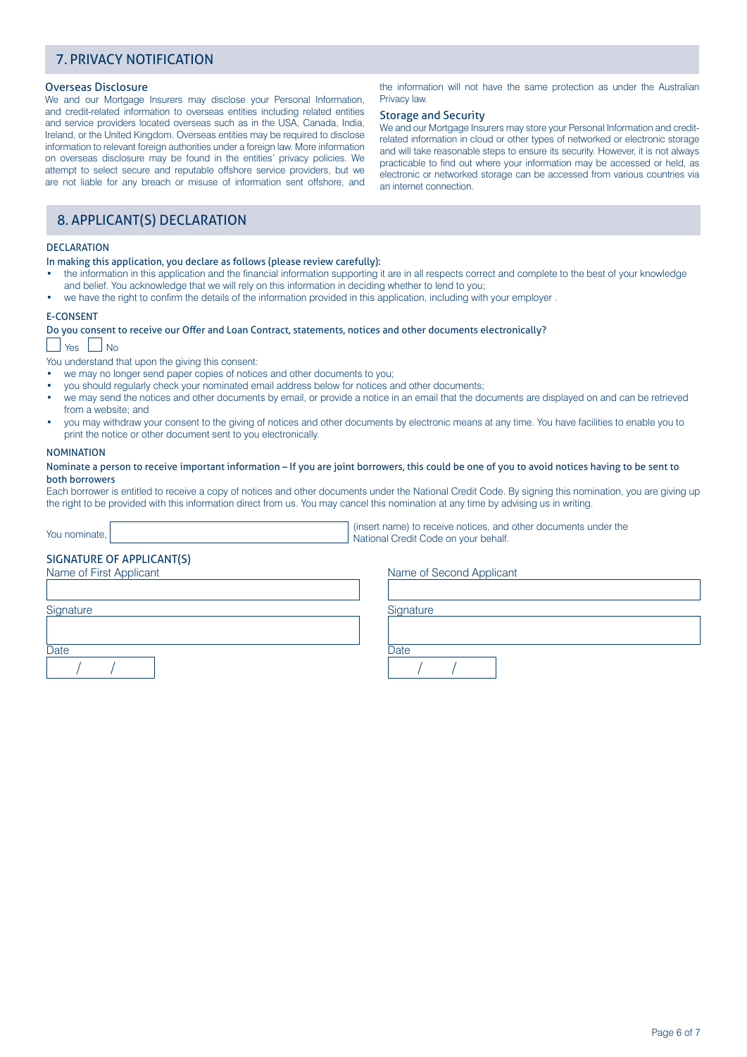## 7. PRIVACY NOTIFICATION

### Overseas Disclosure

We and our Mortgage Insurers may disclose your Personal Information, and credit-related information to overseas entities including related entities and service providers located overseas such as in the USA, Canada, India, Ireland, or the United Kingdom. Overseas entities may be required to disclose information to relevant foreign authorities under a foreign law. More information on overseas disclosure may be found in the entities' privacy policies. We attempt to select secure and reputable offshore service providers, but we are not liable for any breach or misuse of information sent offshore, and the information will not have the same protection as under the Australian Privacy law.

### Storage and Security

We and our Mortgage Insurers may store your Personal Information and credit-related information in cloud or other types of networked or electronic storage and will take reasonable steps to ensure its security. However, it is not always practicable to find out where your information may be accessed or held, as electronic or networked storage can be accessed from various countries via an internet connection.

## 8. APPLICANT(S) DECLARATION

### DECLARATION

In making this application, you declare as follows (please review carefully):

- the information in this application and the financial information supporting it are in all respects correct and complete to the best of your knowledge and belief. You acknowledge that we will rely on this information in deciding whether to lend to you;
- we have the right to confirm the details of the information provided in this application, including with your employer .

### E-CONSENT

Do you consent to receive our Offer and Loan Contract, statements, notices and other documents electronically?

☐ Yes ☐ No

You understand that upon the giving this consent:

- we may no longer send paper copies of notices and other documents to you;
- you should regularly check your nominated email address below for notices and other documents;
- we may send the notices and other documents by email, or provide a notice in an email that the documents are displayed on and can be retrieved from a website; and
- you may withdraw your consent to the giving of notices and other documents by electronic means at any time. You have facilities to enable you to print the notice or other document sent to you electronically.

### NOMINATION

Nominate a person to receive important information – If you are joint borrowers, this could be one of you to avoid notices having to be sent to both borrowers

Each borrower is entitled to receive a copy of notices and other documents under the National Credit Code. By signing this nomination, you are giving up the right to be provided with this information direct from us. You may cancel this nomination at any time by advising us in writing.

You nominate, ____________________ (insert name) to receive notices, and other documents under the National Credit Code on your behalf.

### SIGNATURE OF APPLICANT(S)

| Name of First Applicant | Name of Second Applicant |
|---|---|
| | |
| Signature | Signature |
| | |
| Date | Date |
| / / | / / |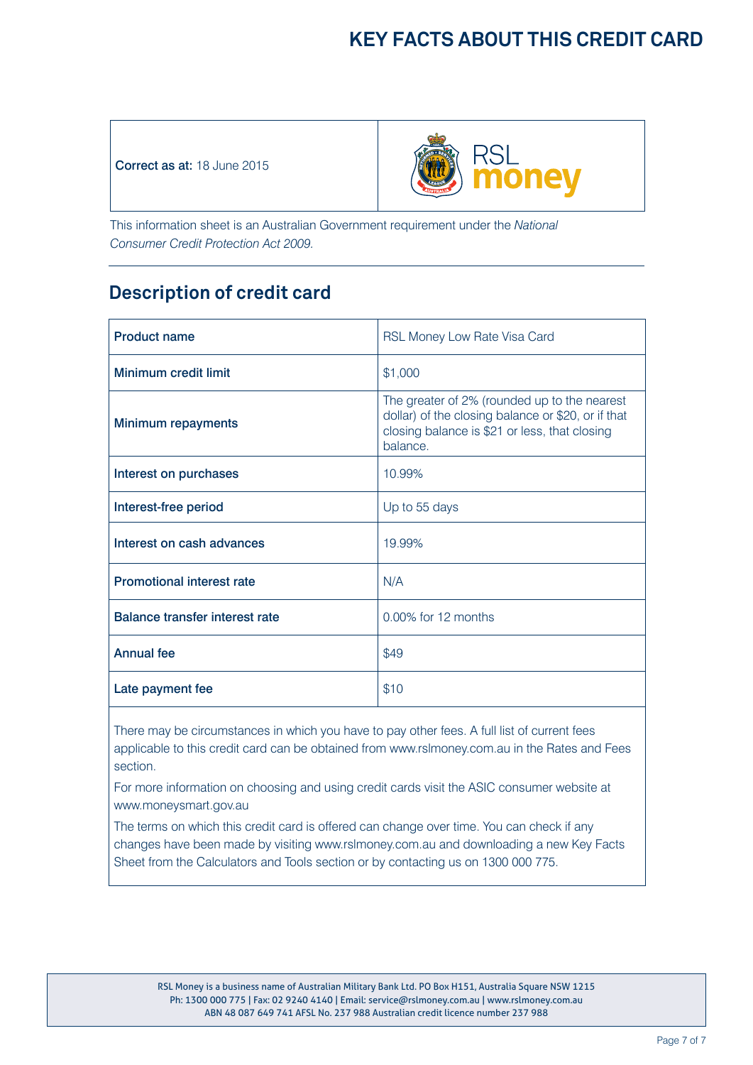# KEY FACTS ABOUT THIS CREDIT CARD

**Correct as at:** 18 June 2015

RSL money

This information sheet is an Australian Government requirement under the *National Consumer Credit Protection Act 2009.*

## Description of credit card

| | |
|---|---|
| **Product name** | RSL Money Low Rate Visa Card |
| **Minimum credit limit** | $1,000 |
| **Minimum repayments** | The greater of 2% (rounded up to the nearest dollar) of the closing balance or $20, or if that closing balance is $21 or less, that closing balance. |
| **Interest on purchases** | 10.99% |
| **Interest-free period** | Up to 55 days |
| **Interest on cash advances** | 19.99% |
| **Promotional interest rate** | N/A |
| **Balance transfer interest rate** | 0.00% for 12 months |
| **Annual fee** | $49 |
| **Late payment fee** | $10 |

There may be circumstances in which you have to pay other fees. A full list of current fees applicable to this credit card can be obtained from www.rslmoney.com.au in the Rates and Fees section.

For more information on choosing and using credit cards visit the ASIC consumer website at www.moneysmart.gov.au

The terms on which this credit card is offered can change over time. You can check if any changes have been made by visiting www.rslmoney.com.au and downloading a new Key Facts Sheet from the Calculators and Tools section or by contacting us on 1300 000 775.

RSL Money is a business name of Australian Military Bank Ltd. PO Box H151, Australia Square NSW 1215
Ph: 1300 000 775 | Fax: 02 9240 4140 | Email: service@rslmoney.com.au | www.rslmoney.com.au
ABN 48 087 649 741 AFSL No. 237 988 Australian credit licence number 237 988